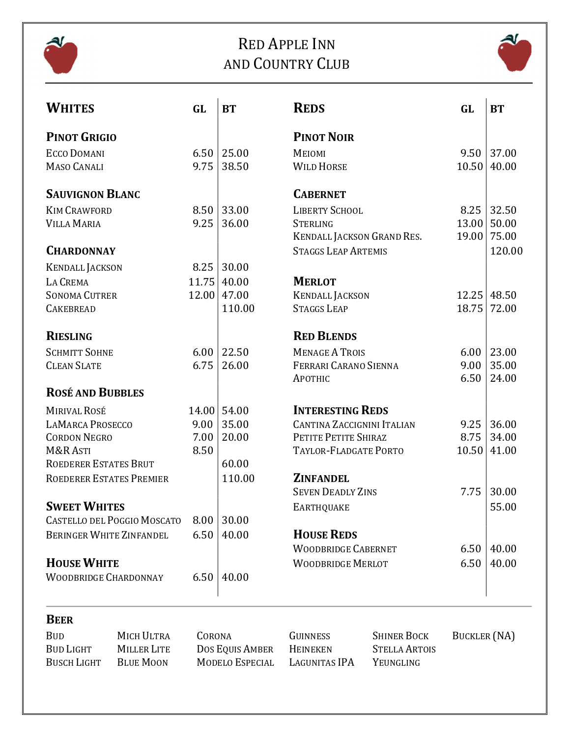# Red Apple Inn and Country Club

## Whites

| Whites | GL | BT |
|---|---|---|
| **Pinot Grigio** | | |
| Ecco Domani | 6.50 | 25.00 |
| Maso Canali | 9.75 | 38.50 |
| **Sauvignon Blanc** | | |
| Kim Crawford | 8.50 | 33.00 |
| Villa Maria | 9.25 | 36.00 |
| **Chardonnay** | | |
| Kendall Jackson | 8.25 | 30.00 |
| La Crema | 11.75 | 40.00 |
| Sonoma Cutrer | 12.00 | 47.00 |
| Cakebread | | 110.00 |
| **Riesling** | | |
| Schmitt Sohne | 6.00 | 22.50 |
| Clean Slate | 6.75 | 26.00 |
| **Rosé and Bubbles** | | |
| Mirival Rosé | 14.00 | 54.00 |
| LaMarca Prosecco | 9.00 | 35.00 |
| Cordon Negro | 7.00 | 20.00 |
| M&R Asti | 8.50 | |
| Roederer Estates Brut | | 60.00 |
| Roederer Estates Premier | | 110.00 |
| **Sweet Whites** | | |
| Castello del Poggio Moscato | 8.00 | 30.00 |
| Beringer White Zinfandel | 6.50 | 40.00 |
| **House White** | | |
| Woodbridge Chardonnay | 6.50 | 40.00 |

## Reds

| Reds | GL | BT |
|---|---|---|
| **Pinot Noir** | | |
| Meiomi | 9.50 | 37.00 |
| Wild Horse | 10.50 | 40.00 |
| **Cabernet** | | |
| Liberty School | 8.25 | 32.50 |
| Sterling | 13.00 | 50.00 |
| Kendall Jackson Grand Res. | 19.00 | 75.00 |
| Staggs Leap Artemis | | 120.00 |
| **Merlot** | | |
| Kendall Jackson | 12.25 | 48.50 |
| Staggs Leap | 18.75 | 72.00 |
| **Red Blends** | | |
| Menage A Trois | 6.00 | 23.00 |
| Ferrari Carano Sienna | 9.00 | 35.00 |
| Apothic | 6.50 | 24.00 |
| **Interesting Reds** | | |
| Cantina Zaccignini Italian | 9.25 | 36.00 |
| Petite Petite Shiraz | 8.75 | 34.00 |
| Taylor-Fladgate Porto | 10.50 | 41.00 |
| **Zinfandel** | | |
| Seven Deadly Zins | 7.75 | 30.00 |
| Earthquake | | 55.00 |
| **House Reds** | | |
| Woodbridge Cabernet | 6.50 | 40.00 |
| Woodbridge Merlot | 6.50 | 40.00 |

## Beer

| | | | | | |
|---|---|---|---|---|---|
| Bud | Mich Ultra | Corona | Guinness | Shiner Bock | Buckler (NA) |
| Bud Light | Miller Lite | Dos Equis Amber | Heineken | Stella Artois | |
| Busch Light | Blue Moon | Modelo Especial | Lagunitas IPA | Yeungling | |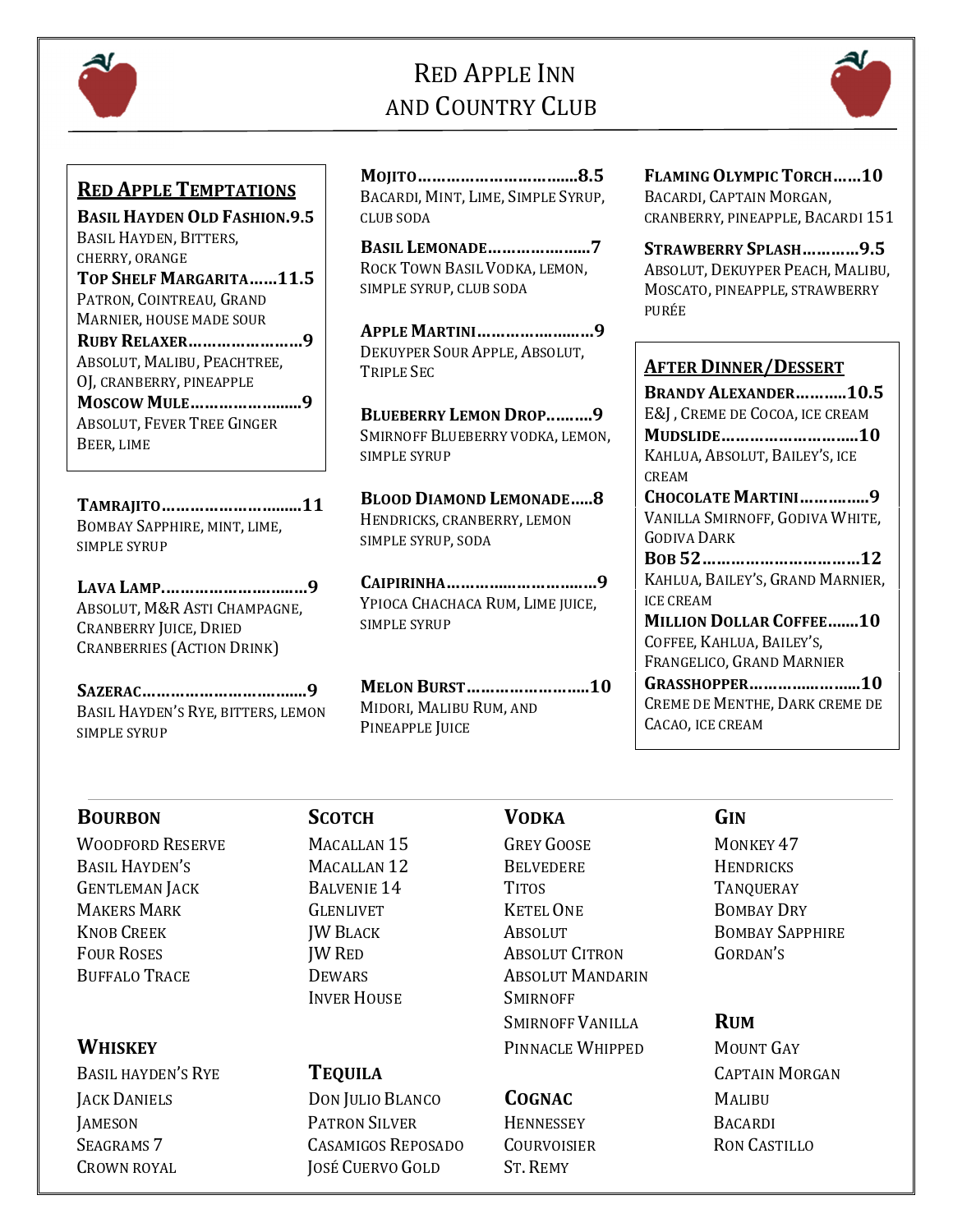# Red Apple Inn and Country Club

## Red Apple Temptations

**Basil Hayden Old Fashion.9.5**
Basil Hayden, Bitters, cherry, orange

**Top Shelf Margarita......11.5**
Patron, Cointreau, Grand Marnier, house made sour

**Ruby Relaxer........................9**
Absolut, Malibu, Peachtree, OJ, cranberry, pineapple

**Moscow Mule........................9**
Absolut, Fever Tree Ginger Beer, lime

**Tamrajito..............................11**
Bombay Sapphire, mint, lime, simple syrup

**Lava Lamp..............................9**
Absolut, M&R Asti Champagne, Cranberry Juice, Dried Cranberries (Action Drink)

**Sazerac..................................9**
Basil Hayden's Rye, bitters, lemon simple syrup

**Mojito..................................8.5**
Bacardi, Mint, Lime, Simple Syrup, club soda

**Basil Lemonade.....................7**
Rock Town Basil Vodka, lemon, simple syrup, club soda

**Apple Martini........................9**
Dekuyper Sour Apple, Absolut, Triple Sec

**Blueberry Lemon Drop.........9**
Smirnoff Blueberry vodka, lemon, simple syrup

**Blood Diamond Lemonade.....8**
Hendricks, cranberry, lemon simple syrup, soda

**Caipirinha..............................9**
Ypioca Chachaca Rum, Lime juice, simple syrup

**Melon Burst.........................10**
Midori, Malibu Rum, and Pineapple Juice

**Flaming Olympic Torch......10**
Bacardi, Captain Morgan, cranberry, pineapple, Bacardi 151

**Strawberry Splash............9.5**
Absolut, Dekuyper Peach, Malibu, Moscato, pineapple, strawberry purée

## After Dinner/Dessert

**Brandy Alexander...........10.5**
E&J , Creme de Cocoa, ice cream

**Mudslide.............................10**
Kahlua, Absolut, Bailey's, ice cream

**Chocolate Martini...............9**
Vanilla Smirnoff, Godiva White, Godiva Dark

**Bob 52................................12**
Kahlua, Bailey's, Grand Marnier, ice cream

**Million Dollar Coffee.......10**
Coffee, Kahlua, Bailey's, Frangelico, Grand Marnier

**Grasshopper.......................10**
Creme de Menthe, dark creme de cacao, ice cream

## Bourbon
Woodford Reserve
Basil Hayden's
Gentleman Jack
Makers Mark
Knob Creek
Four Roses
Buffalo Trace

## Whiskey
Basil Hayden's Rye
Jack Daniels
Jameson
Seagrams 7
Crown Royal

## Scotch
Macallan 15
Macallan 12
Balvenie 14
Glenlivet
JW Black
JW Red
Dewars
Inver House

## Tequila
Don Julio Blanco
Patron Silver
Casamigos Reposado
José Cuervo Gold

## Vodka
Grey Goose
Belvedere
Titos
Ketel One
Absolut
Absolut Citron
Absolut Mandarin
Smirnoff
Smirnoff Vanilla
Pinnacle Whipped

## Cognac
Hennessey
Courvoisier
St. Remy

## Gin
Monkey 47
Hendricks
Tanqueray
Bombay Dry
Bombay Sapphire
Gordan's

## Rum
Mount Gay
Captain Morgan
Malibu
Bacardi
Ron Castillo